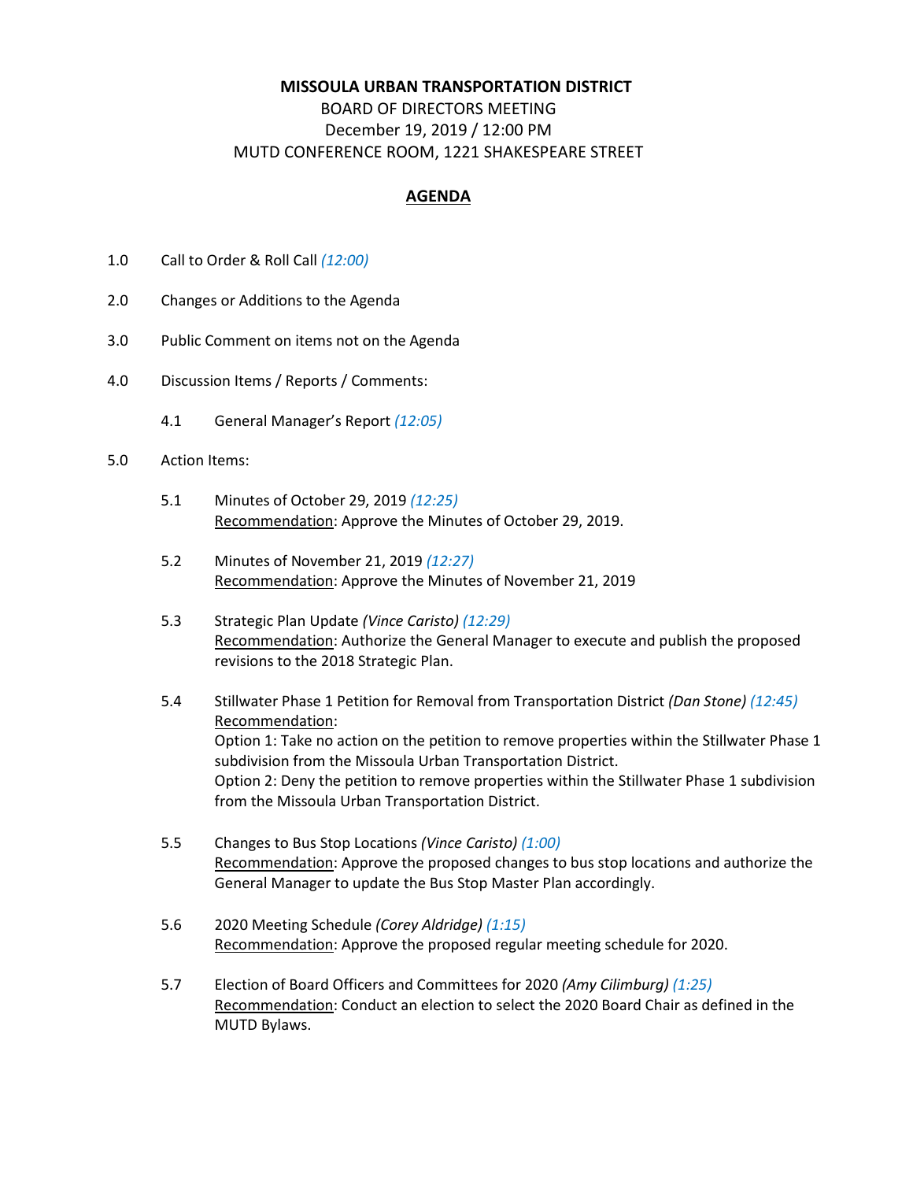**MISSOULA URBAN TRANSPORTATION DISTRICT**

BOARD OF DIRECTORS MEETING

December 19, 2019 / 12:00 PM

MUTD CONFERENCE ROOM, 1221 SHAKESPEARE STREET

## AGENDA

1.0 Call to Order & Roll Call *(12:00)*

2.0 Changes or Additions to the Agenda

3.0 Public Comment on items not on the Agenda

4.0 Discussion Items / Reports / Comments:

- 4.1 General Manager's Report *(12:05)*

5.0 Action Items:

- 5.1 Minutes of October 29, 2019 *(12:25)*
  Recommendation: Approve the Minutes of October 29, 2019.

- 5.2 Minutes of November 21, 2019 *(12:27)*
  Recommendation: Approve the Minutes of November 21, 2019

- 5.3 Strategic Plan Update *(Vince Caristo)* *(12:29)*
  Recommendation: Authorize the General Manager to execute and publish the proposed revisions to the 2018 Strategic Plan.

- 5.4 Stillwater Phase 1 Petition for Removal from Transportation District *(Dan Stone)* *(12:45)*
  Recommendation:
  Option 1: Take no action on the petition to remove properties within the Stillwater Phase 1 subdivision from the Missoula Urban Transportation District.
  Option 2: Deny the petition to remove properties within the Stillwater Phase 1 subdivision from the Missoula Urban Transportation District.

- 5.5 Changes to Bus Stop Locations *(Vince Caristo)* *(1:00)*
  Recommendation: Approve the proposed changes to bus stop locations and authorize the General Manager to update the Bus Stop Master Plan accordingly.

- 5.6 2020 Meeting Schedule *(Corey Aldridge)* *(1:15)*
  Recommendation: Approve the proposed regular meeting schedule for 2020.

- 5.7 Election of Board Officers and Committees for 2020 *(Amy Cilimburg)* *(1:25)*
  Recommendation: Conduct an election to select the 2020 Board Chair as defined in the MUTD Bylaws.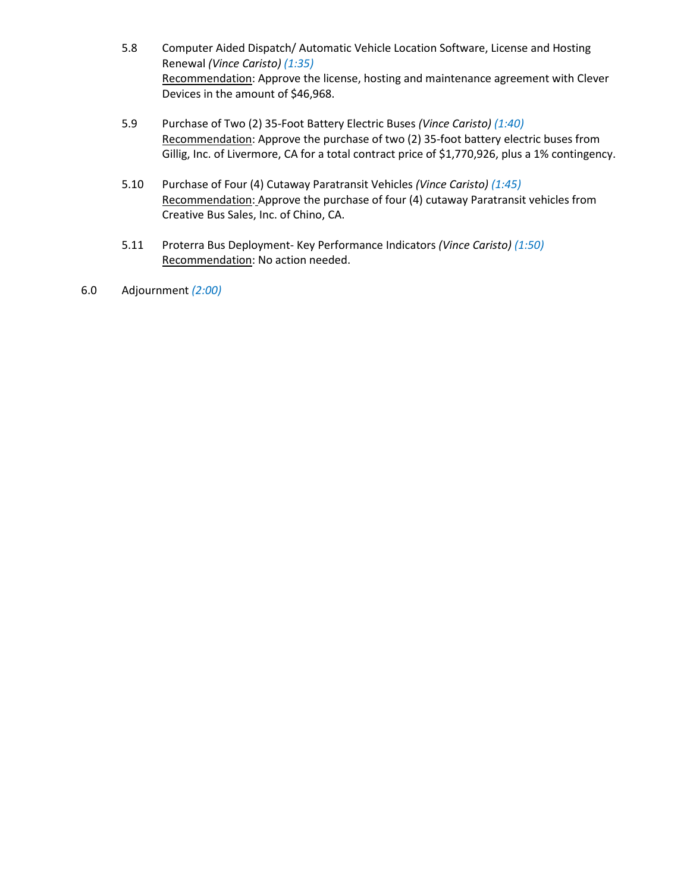5.8 Computer Aided Dispatch/ Automatic Vehicle Location Software, License and Hosting Renewal *(Vince Caristo)* *(1:35)*
<u>Recommendation</u>: Approve the license, hosting and maintenance agreement with Clever Devices in the amount of $46,968.

5.9 Purchase of Two (2) 35-Foot Battery Electric Buses *(Vince Caristo)* *(1:40)*
<u>Recommendation</u>: Approve the purchase of two (2) 35-foot battery electric buses from Gillig, Inc. of Livermore, CA for a total contract price of $1,770,926, plus a 1% contingency.

5.10 Purchase of Four (4) Cutaway Paratransit Vehicles *(Vince Caristo)* *(1:45)*
<u>Recommendation</u>: Approve the purchase of four (4) cutaway Paratransit vehicles from Creative Bus Sales, Inc. of Chino, CA.

5.11 Proterra Bus Deployment- Key Performance Indicators *(Vince Caristo)* *(1:50)*
<u>Recommendation</u>: No action needed.

6.0 Adjournment *(2:00)*